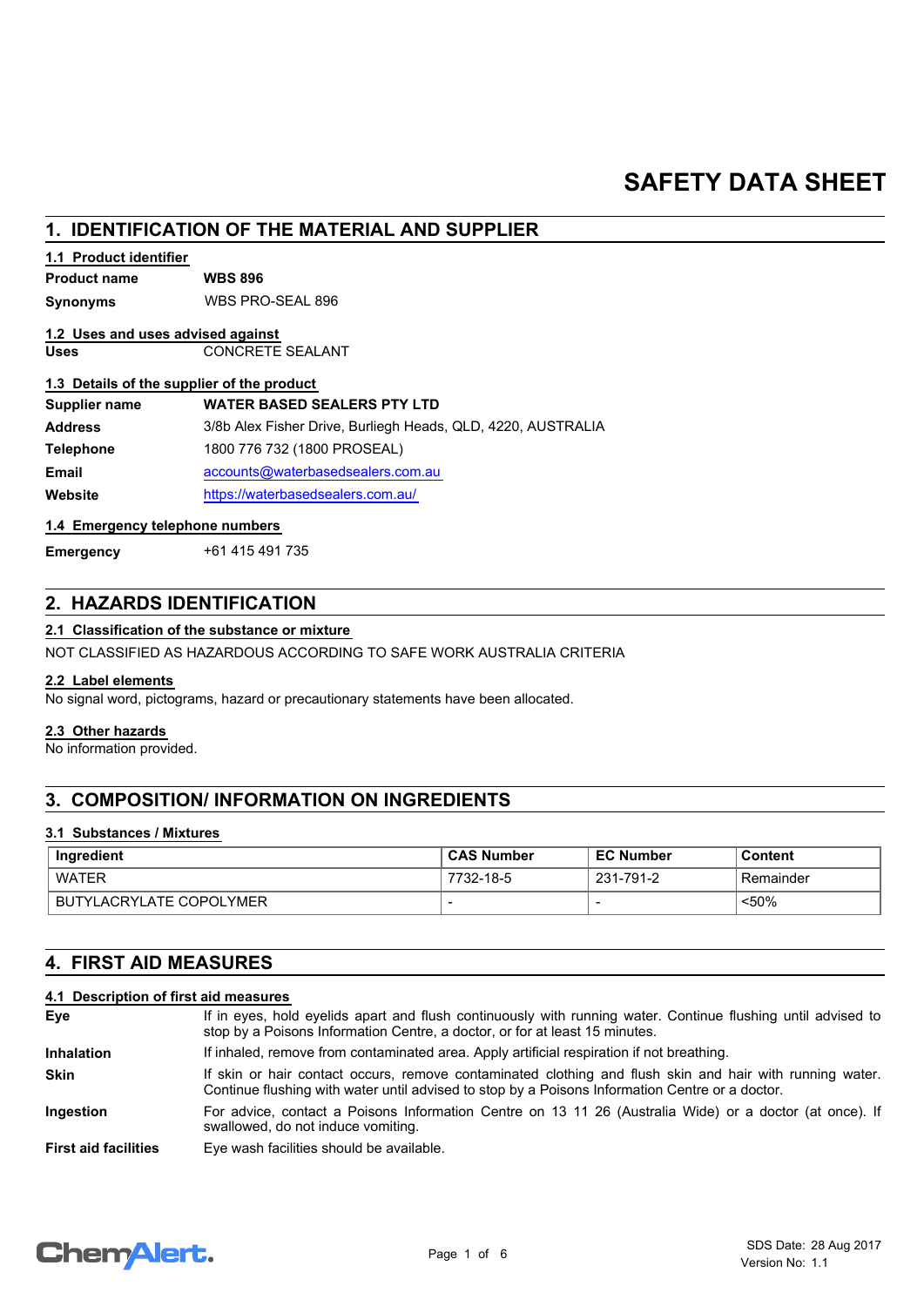# SAFETY DATA SHEET

## 1. IDENTIFICATION OF THE MATERIAL AND SUPPLIER

### 1.1 Product identifier

**Product name** **WBS 896**

**Synonyms** WBS PRO-SEAL 896

### 1.2 Uses and uses advised against

**Uses** CONCRETE SEALANT

### 1.3 Details of the supplier of the product

**Supplier name** **WATER BASED SEALERS PTY LTD**

**Address** 3/8b Alex Fisher Drive, Burliegh Heads, QLD, 4220, AUSTRALIA

**Telephone** 1800 776 732 (1800 PROSEAL)

**Email** accounts@waterbasedsealers.com.au

**Website** https://waterbasedsealers.com.au/

### 1.4 Emergency telephone numbers

**Emergency** +61 415 491 735

## 2. HAZARDS IDENTIFICATION

### 2.1 Classification of the substance or mixture

NOT CLASSIFIED AS HAZARDOUS ACCORDING TO SAFE WORK AUSTRALIA CRITERIA

### 2.2 Label elements

No signal word, pictograms, hazard or precautionary statements have been allocated.

### 2.3 Other hazards

No information provided.

## 3. COMPOSITION/ INFORMATION ON INGREDIENTS

### 3.1 Substances / Mixtures

| Ingredient | CAS Number | EC Number | Content |
|---|---|---|---|
| WATER | 7732-18-5 | 231-791-2 | Remainder |
| BUTYLACRYLATE COPOLYMER | - | - | <50% |

## 4. FIRST AID MEASURES

### 4.1 Description of first aid measures

**Eye** If in eyes, hold eyelids apart and flush continuously with running water. Continue flushing until advised to stop by a Poisons Information Centre, a doctor, or for at least 15 minutes.

**Inhalation** If inhaled, remove from contaminated area. Apply artificial respiration if not breathing.

**Skin** If skin or hair contact occurs, remove contaminated clothing and flush skin and hair with running water. Continue flushing with water until advised to stop by a Poisons Information Centre or a doctor.

**Ingestion** For advice, contact a Poisons Information Centre on 13 11 26 (Australia Wide) or a doctor (at once). If swallowed, do not induce vomiting.

**First aid facilities** Eye wash facilities should be available.

SDS Date: 28 Aug 2017
Version No: 1.1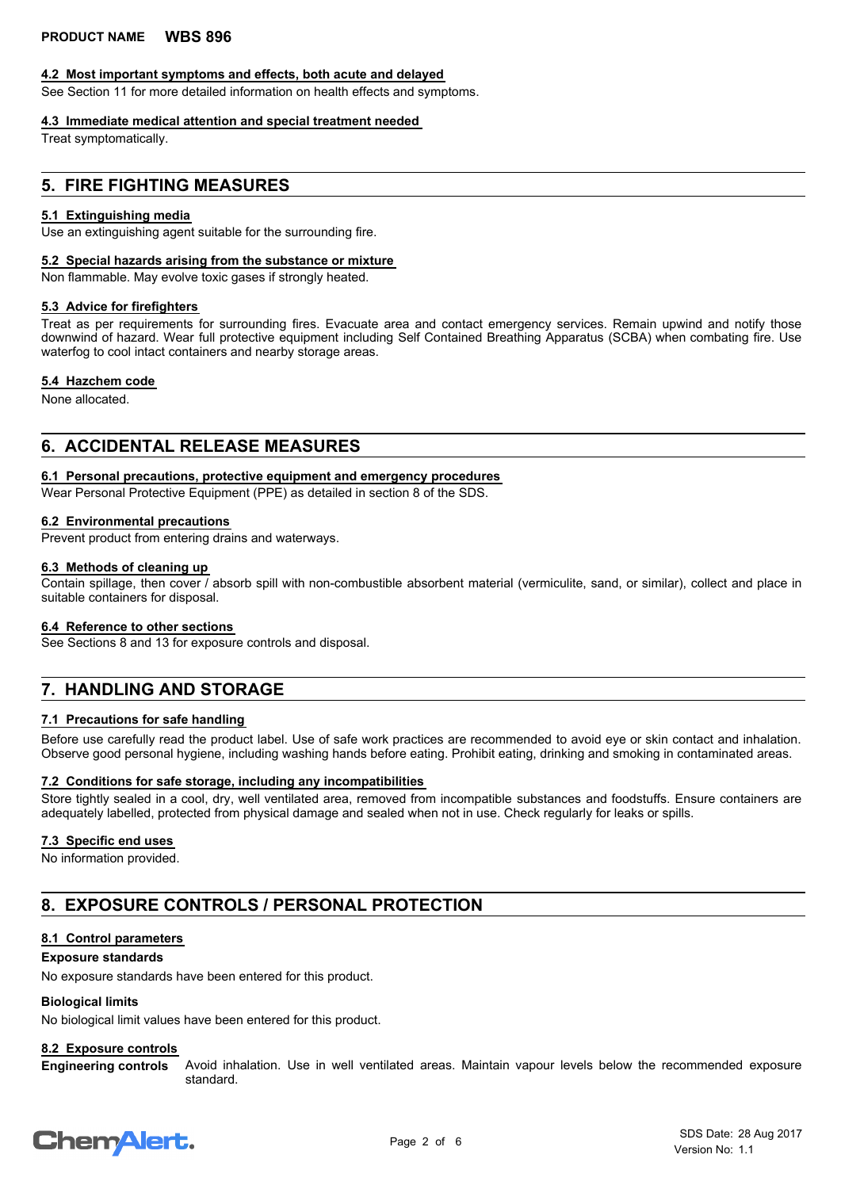#### 4.2 Most important symptoms and effects, both acute and delayed

See Section 11 for more detailed information on health effects and symptoms.

#### 4.3 Immediate medical attention and special treatment needed

Treat symptomatically.

## 5. FIRE FIGHTING MEASURES

#### 5.1 Extinguishing media

Use an extinguishing agent suitable for the surrounding fire.

#### 5.2 Special hazards arising from the substance or mixture

Non flammable. May evolve toxic gases if strongly heated.

#### 5.3 Advice for firefighters

Treat as per requirements for surrounding fires. Evacuate area and contact emergency services. Remain upwind and notify those downwind of hazard. Wear full protective equipment including Self Contained Breathing Apparatus (SCBA) when combating fire. Use waterfog to cool intact containers and nearby storage areas.

#### 5.4 Hazchem code

None allocated.

## 6. ACCIDENTAL RELEASE MEASURES

#### 6.1 Personal precautions, protective equipment and emergency procedures

Wear Personal Protective Equipment (PPE) as detailed in section 8 of the SDS.

#### 6.2 Environmental precautions

Prevent product from entering drains and waterways.

#### 6.3 Methods of cleaning up

Contain spillage, then cover / absorb spill with non-combustible absorbent material (vermiculite, sand, or similar), collect and place in suitable containers for disposal.

#### 6.4 Reference to other sections

See Sections 8 and 13 for exposure controls and disposal.

## 7. HANDLING AND STORAGE

#### 7.1 Precautions for safe handling

Before use carefully read the product label. Use of safe work practices are recommended to avoid eye or skin contact and inhalation. Observe good personal hygiene, including washing hands before eating. Prohibit eating, drinking and smoking in contaminated areas.

#### 7.2 Conditions for safe storage, including any incompatibilities

Store tightly sealed in a cool, dry, well ventilated area, removed from incompatible substances and foodstuffs. Ensure containers are adequately labelled, protected from physical damage and sealed when not in use. Check regularly for leaks or spills.

#### 7.3 Specific end uses

No information provided.

## 8. EXPOSURE CONTROLS / PERSONAL PROTECTION

#### 8.1 Control parameters

**Exposure standards**

No exposure standards have been entered for this product.

**Biological limits**

No biological limit values have been entered for this product.

#### 8.2 Exposure controls

**Engineering controls** Avoid inhalation. Use in well ventilated areas. Maintain vapour levels below the recommended exposure standard.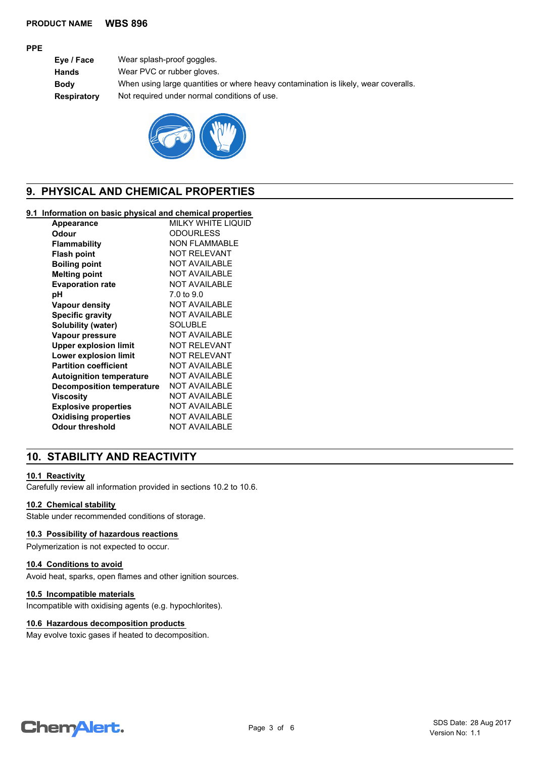**PPE**

| | |
|---|---|
| **Eye / Face** | Wear splash-proof goggles. |
| **Hands** | Wear PVC or rubber gloves. |
| **Body** | When using large quantities or where heavy contamination is likely, wear coveralls. |
| **Respiratory** | Not required under normal conditions of use. |

## 9. PHYSICAL AND CHEMICAL PROPERTIES

### 9.1 Information on basic physical and chemical properties

| | |
|---|---|
| **Appearance** | MILKY WHITE LIQUID |
| **Odour** | ODOURLESS |
| **Flammability** | NON FLAMMABLE |
| **Flash point** | NOT RELEVANT |
| **Boiling point** | NOT AVAILABLE |
| **Melting point** | NOT AVAILABLE |
| **Evaporation rate** | NOT AVAILABLE |
| **pH** | 7.0 to 9.0 |
| **Vapour density** | NOT AVAILABLE |
| **Specific gravity** | NOT AVAILABLE |
| **Solubility (water)** | SOLUBLE |
| **Vapour pressure** | NOT AVAILABLE |
| **Upper explosion limit** | NOT RELEVANT |
| **Lower explosion limit** | NOT RELEVANT |
| **Partition coefficient** | NOT AVAILABLE |
| **Autoignition temperature** | NOT AVAILABLE |
| **Decomposition temperature** | NOT AVAILABLE |
| **Viscosity** | NOT AVAILABLE |
| **Explosive properties** | NOT AVAILABLE |
| **Oxidising properties** | NOT AVAILABLE |
| **Odour threshold** | NOT AVAILABLE |

## 10. STABILITY AND REACTIVITY

### 10.1 Reactivity

Carefully review all information provided in sections 10.2 to 10.6.

### 10.2 Chemical stability

Stable under recommended conditions of storage.

### 10.3 Possibility of hazardous reactions

Polymerization is not expected to occur.

### 10.4 Conditions to avoid

Avoid heat, sparks, open flames and other ignition sources.

### 10.5 Incompatible materials

Incompatible with oxidising agents (e.g. hypochlorites).

### 10.6 Hazardous decomposition products

May evolve toxic gases if heated to decomposition.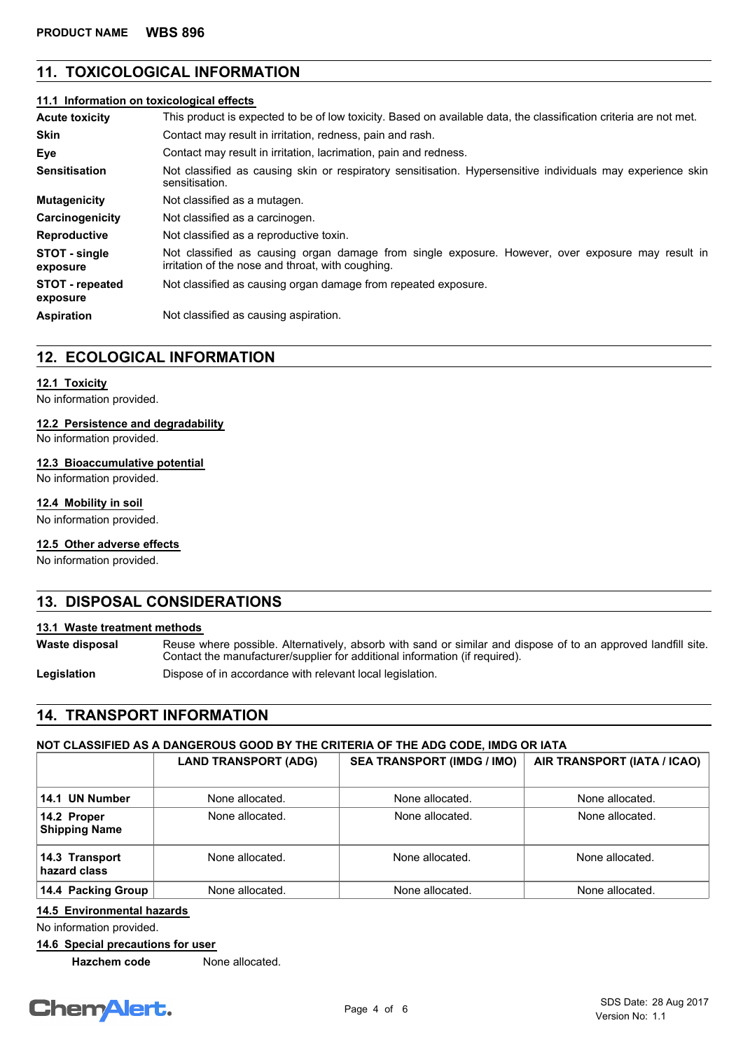## 11. TOXICOLOGICAL INFORMATION

### 11.1 Information on toxicological effects

| | |
|---|---|
| **Acute toxicity** | This product is expected to be of low toxicity. Based on available data, the classification criteria are not met. |
| **Skin** | Contact may result in irritation, redness, pain and rash. |
| **Eye** | Contact may result in irritation, lacrimation, pain and redness. |
| **Sensitisation** | Not classified as causing skin or respiratory sensitisation. Hypersensitive individuals may experience skin sensitisation. |
| **Mutagenicity** | Not classified as a mutagen. |
| **Carcinogenicity** | Not classified as a carcinogen. |
| **Reproductive** | Not classified as a reproductive toxin. |
| **STOT - single exposure** | Not classified as causing organ damage from single exposure. However, over exposure may result in irritation of the nose and throat, with coughing. |
| **STOT - repeated exposure** | Not classified as causing organ damage from repeated exposure. |
| **Aspiration** | Not classified as causing aspiration. |

## 12. ECOLOGICAL INFORMATION

### 12.1 Toxicity

No information provided.

### 12.2 Persistence and degradability

No information provided.

### 12.3 Bioaccumulative potential

No information provided.

### 12.4 Mobility in soil

No information provided.

### 12.5 Other adverse effects

No information provided.

## 13. DISPOSAL CONSIDERATIONS

### 13.1 Waste treatment methods

| | |
|---|---|
| **Waste disposal** | Reuse where possible. Alternatively, absorb with sand or similar and dispose of to an approved landfill site. Contact the manufacturer/supplier for additional information (if required). |
| **Legislation** | Dispose of in accordance with relevant local legislation. |

## 14. TRANSPORT INFORMATION

**NOT CLASSIFIED AS A DANGEROUS GOOD BY THE CRITERIA OF THE ADG CODE, IMDG OR IATA**

| | LAND TRANSPORT (ADG) | SEA TRANSPORT (IMDG / IMO) | AIR TRANSPORT (IATA / ICAO) |
|---|---|---|---|
| **14.1 UN Number** | None allocated. | None allocated. | None allocated. |
| **14.2 Proper Shipping Name** | None allocated. | None allocated. | None allocated. |
| **14.3 Transport hazard class** | None allocated. | None allocated. | None allocated. |
| **14.4 Packing Group** | None allocated. | None allocated. | None allocated. |

### 14.5 Environmental hazards

No information provided.

### 14.6 Special precautions for user

**Hazchem code** None allocated.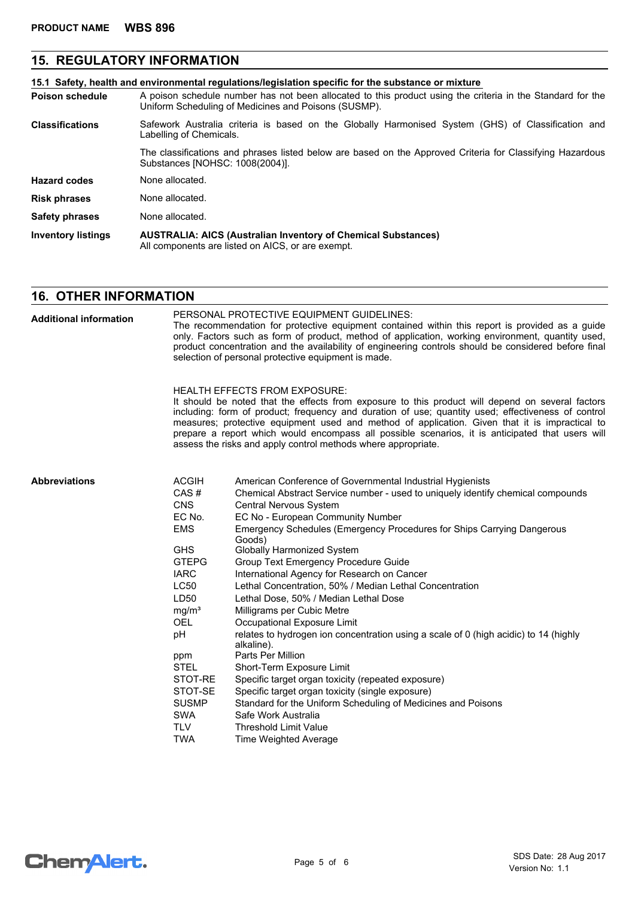## 15. REGULATORY INFORMATION

**15.1 Safety, health and environmental regulations/legislation specific for the substance or mixture**

**Poison schedule** A poison schedule number has not been allocated to this product using the criteria in the Standard for the Uniform Scheduling of Medicines and Poisons (SUSMP).

**Classifications** Safework Australia criteria is based on the Globally Harmonised System (GHS) of Classification and Labelling of Chemicals.

The classifications and phrases listed below are based on the Approved Criteria for Classifying Hazardous Substances [NOHSC: 1008(2004)].

**Hazard codes** None allocated.

**Risk phrases** None allocated.

**Safety phrases** None allocated.

**Inventory listings** **AUSTRALIA: AICS (Australian Inventory of Chemical Substances)**
All components are listed on AICS, or are exempt.

## 16. OTHER INFORMATION

**Additional information**

PERSONAL PROTECTIVE EQUIPMENT GUIDELINES:
The recommendation for protective equipment contained within this report is provided as a guide only. Factors such as form of product, method of application, working environment, quantity used, product concentration and the availability of engineering controls should be considered before final selection of personal protective equipment is made.

HEALTH EFFECTS FROM EXPOSURE:
It should be noted that the effects from exposure to this product will depend on several factors including: form of product; frequency and duration of use; quantity used; effectiveness of control measures; protective equipment used and method of application. Given that it is impractical to prepare a report which would encompass all possible scenarios, it is anticipated that users will assess the risks and apply control methods where appropriate.

**Abbreviations**

| Abbreviation | Meaning |
|---|---|
| ACGIH | American Conference of Governmental Industrial Hygienists |
| CAS # | Chemical Abstract Service number - used to uniquely identify chemical compounds |
| CNS | Central Nervous System |
| EC No. | EC No - European Community Number |
| EMS | Emergency Schedules (Emergency Procedures for Ships Carrying Dangerous Goods) |
| GHS | Globally Harmonized System |
| GTEPG | Group Text Emergency Procedure Guide |
| IARC | International Agency for Research on Cancer |
| LC50 | Lethal Concentration, 50% / Median Lethal Concentration |
| LD50 | Lethal Dose, 50% / Median Lethal Dose |
| $mg/m^3$ | Milligrams per Cubic Metre |
| OEL | Occupational Exposure Limit |
| pH | relates to hydrogen ion concentration using a scale of 0 (high acidic) to 14 (highly alkaline). |
| ppm | Parts Per Million |
| STEL | Short-Term Exposure Limit |
| STOT-RE | Specific target organ toxicity (repeated exposure) |
| STOT-SE | Specific target organ toxicity (single exposure) |
| SUSMP | Standard for the Uniform Scheduling of Medicines and Poisons |
| SWA | Safe Work Australia |
| TLV | Threshold Limit Value |
| TWA | Time Weighted Average |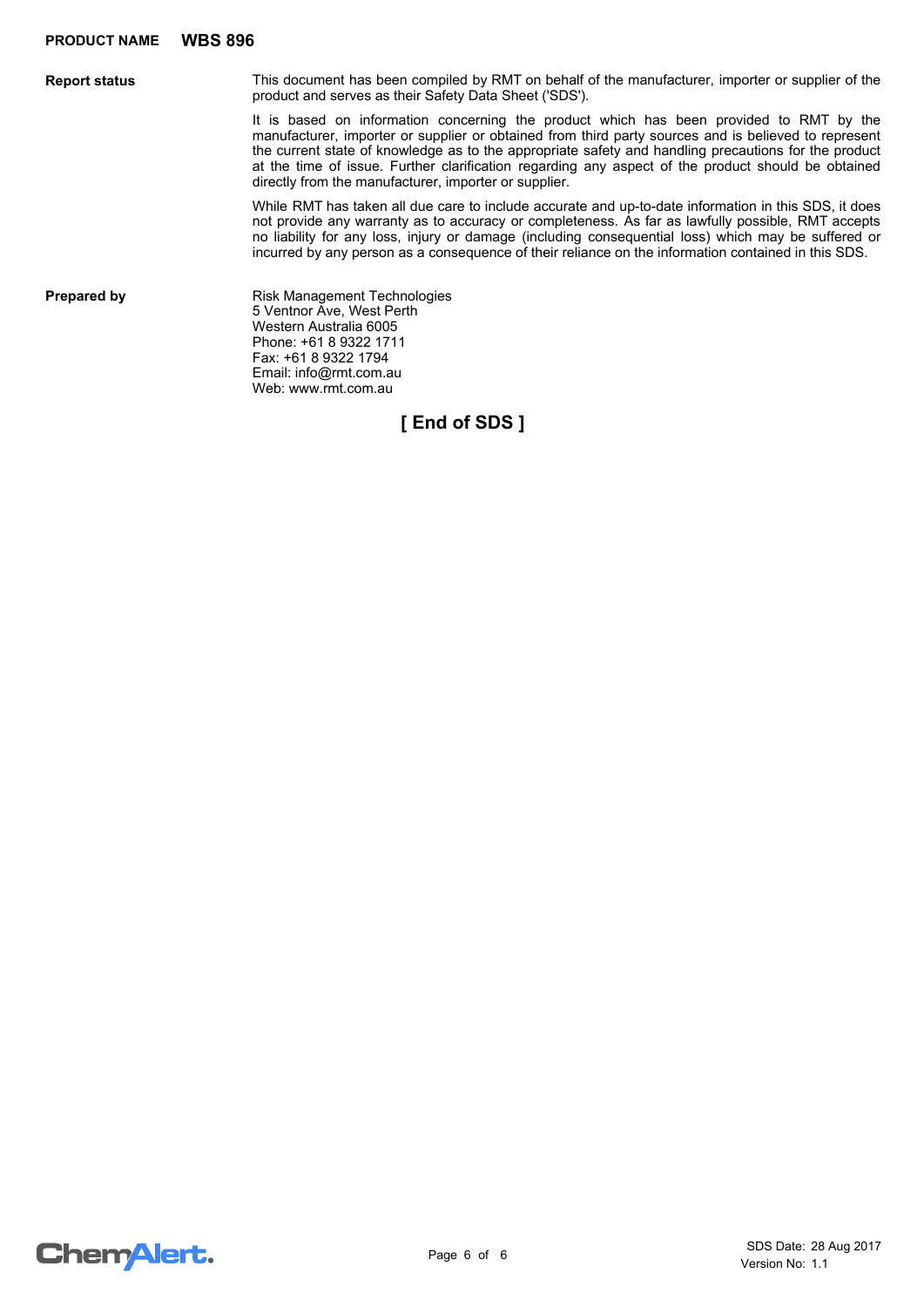**Report status**

This document has been compiled by RMT on behalf of the manufacturer, importer or supplier of the product and serves as their Safety Data Sheet ('SDS').

It is based on information concerning the product which has been provided to RMT by the manufacturer, importer or supplier or obtained from third party sources and is believed to represent the current state of knowledge as to the appropriate safety and handling precautions for the product at the time of issue. Further clarification regarding any aspect of the product should be obtained directly from the manufacturer, importer or supplier.

While RMT has taken all due care to include accurate and up-to-date information in this SDS, it does not provide any warranty as to accuracy or completeness. As far as lawfully possible, RMT accepts no liability for any loss, injury or damage (including consequential loss) which may be suffered or incurred by any person as a consequence of their reliance on the information contained in this SDS.

**Prepared by**

Risk Management Technologies
5 Ventnor Ave, West Perth
Western Australia 6005
Phone: +61 8 9322 1711
Fax: +61 8 9322 1794
Email: info@rmt.com.au
Web: www.rmt.com.au

**[ End of SDS ]**